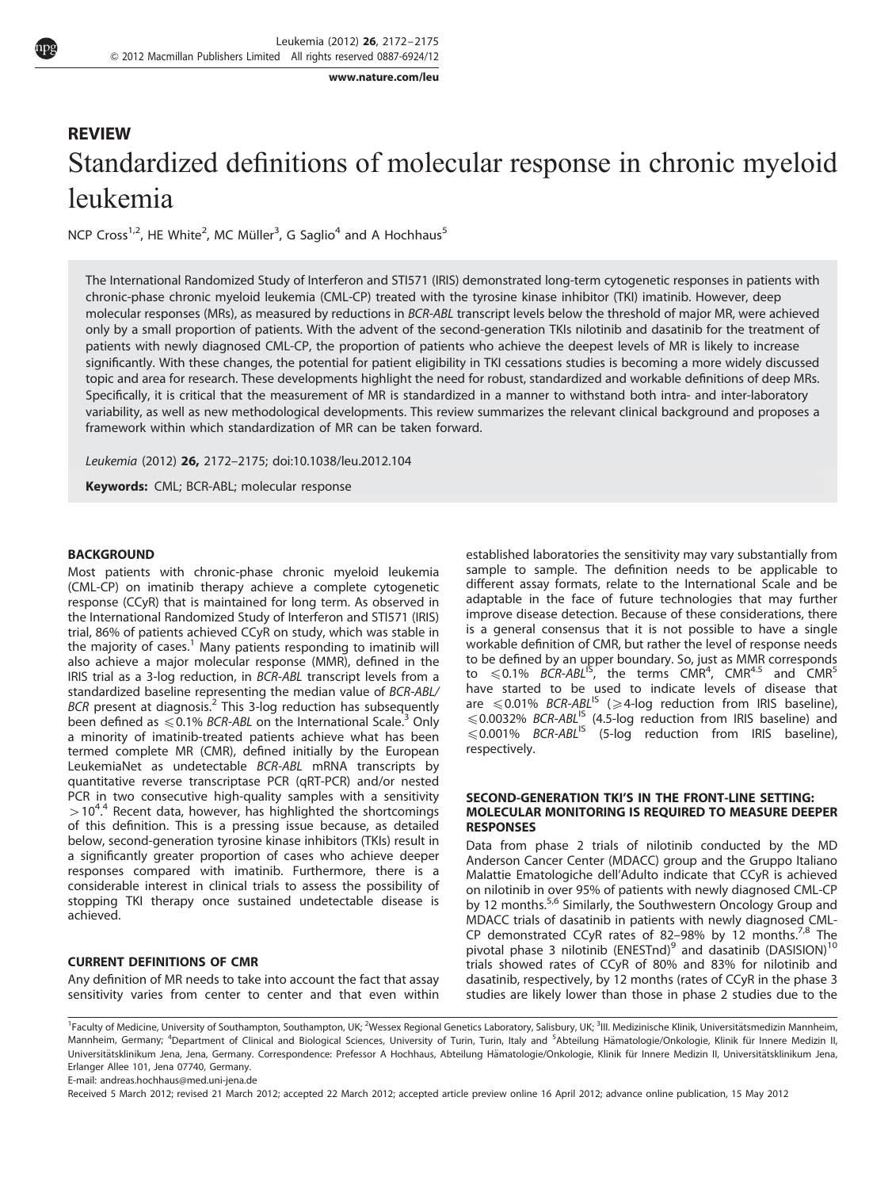## REVIEW

# Standardized definitions of molecular response in chronic myeloid leukemia

NCP Cross[1,2], HE White[2], MC Müller[3], G Saglio[4] and A Hochhaus[5]

The International Randomized Study of Interferon and STI571 (IRIS) demonstrated long-term cytogenetic responses in patients with chronic-phase chronic myeloid leukemia (CML-CP) treated with the tyrosine kinase inhibitor (TKI) imatinib. However, deep molecular responses (MRs), as measured by reductions in *BCR-ABL* transcript levels below the threshold of major MR, were achieved only by a small proportion of patients. With the advent of the second-generation TKIs nilotinib and dasatinib for the treatment of patients with newly diagnosed CML-CP, the proportion of patients who achieve the deepest levels of MR is likely to increase significantly. With these changes, the potential for patient eligibility in TKI cessations studies is becoming a more widely discussed topic and area for research. These developments highlight the need for robust, standardized and workable definitions of deep MRs. Specifically, it is critical that the measurement of MR is standardized in a manner to withstand both intra- and inter-laboratory variability, as well as new methodological developments. This review summarizes the relevant clinical background and proposes a framework within which standardization of MR can be taken forward.

*Leukemia* (2012) **26,** 2172–2175; doi:10.1038/leu.2012.104

**Keywords:** CML; BCR-ABL; molecular response

## BACKGROUND

Most patients with chronic-phase chronic myeloid leukemia (CML-CP) on imatinib therapy achieve a complete cytogenetic response (CCyR) that is maintained for long term. As observed in the International Randomized Study of Interferon and STI571 (IRIS) trial, 86% of patients achieved CCyR on study, which was stable in the majority of cases.[1] Many patients responding to imatinib will also achieve a major molecular response (MMR), defined in the IRIS trial as a 3-log reduction, in *BCR-ABL* transcript levels from a standardized baseline representing the median value of *BCR-ABL/BCR* present at diagnosis.[2] This 3-log reduction has subsequently been defined as $\leqslant$0.1% *BCR-ABL* on the International Scale.[3] Only a minority of imatinib-treated patients achieve what has been termed complete MR (CMR), defined initially by the European LeukemiaNet as undetectable *BCR-ABL* mRNA transcripts by quantitative reverse transcriptase PCR (qRT-PCR) and/or nested PCR in two consecutive high-quality samples with a sensitivity $>10^4$.[4] Recent data, however, has highlighted the shortcomings of this definition. This is a pressing issue because, as detailed below, second-generation tyrosine kinase inhibitors (TKIs) result in a significantly greater proportion of cases who achieve deeper responses compared with imatinib. Furthermore, there is a considerable interest in clinical trials to assess the possibility of stopping TKI therapy once sustained undetectable disease is achieved.

## CURRENT DEFINITIONS OF CMR

Any definition of MR needs to take into account the fact that assay sensitivity varies from center to center and that even within established laboratories the sensitivity may vary substantially from sample to sample. The definition needs to be applicable to different assay formats, relate to the International Scale and be adaptable in the face of future technologies that may further improve disease detection. Because of these considerations, there is a general consensus that it is not possible to have a single workable definition of CMR, but rather the level of response needs to be defined by an upper boundary. So, just as MMR corresponds to $\leqslant$0.1% *BCR-ABL*$^{IS}$, the terms $CMR^4$, $CMR^{4.5}$ and $CMR^5$ have started to be used to indicate levels of disease that are $\leqslant$0.01% *BCR-ABL*$^{IS}$ ($\geqslant$4-log reduction from IRIS baseline), $\leqslant$0.0032% *BCR-ABL*$^{IS}$ (4.5-log reduction from IRIS baseline) and $\leqslant$0.001% *BCR-ABL*$^{IS}$ (5-log reduction from IRIS baseline), respectively.

## SECOND-GENERATION TKI'S IN THE FRONT-LINE SETTING: MOLECULAR MONITORING IS REQUIRED TO MEASURE DEEPER RESPONSES

Data from phase 2 trials of nilotinib conducted by the MD Anderson Cancer Center (MDACC) group and the Gruppo Italiano Malattie Ematologiche dell'Adulto indicate that CCyR is achieved on nilotinib in over 95% of patients with newly diagnosed CML-CP by 12 months.[5,6] Similarly, the Southwestern Oncology Group and MDACC trials of dasatinib in patients with newly diagnosed CML-CP demonstrated CCyR rates of 82–98% by 12 months.[7,8] The pivotal phase 3 nilotinib (ENESTnd)[9] and dasatinib (DASISION)[10] trials showed rates of CCyR of 80% and 83% for nilotinib and dasatinib, respectively, by 12 months (rates of CCyR in the phase 3 studies are likely lower than those in phase 2 studies due to the

[1]Faculty of Medicine, University of Southampton, Southampton, UK; [2]Wessex Regional Genetics Laboratory, Salisbury, UK; [3]III. Medizinische Klinik, Universitätsmedizin Mannheim, Mannheim, Germany; [4]Department of Clinical and Biological Sciences, University of Turin, Turin, Italy and [5]Abteilung Hämatologie/Onkologie, Klinik für Innere Medizin II, Universitätsklinikum Jena, Jena, Germany. Correspondence: Professor A Hochhaus, Abteilung Hämatologie/Onkologie, Klinik für Innere Medizin II, Universitätsklinikum Jena, Erlanger Allee 101, Jena 07740, Germany.
E-mail: andreas.hochhaus@med.uni-jena.de

Received 5 March 2012; revised 21 March 2012; accepted 22 March 2012; accepted article preview online 16 April 2012; advance online publication, 15 May 2012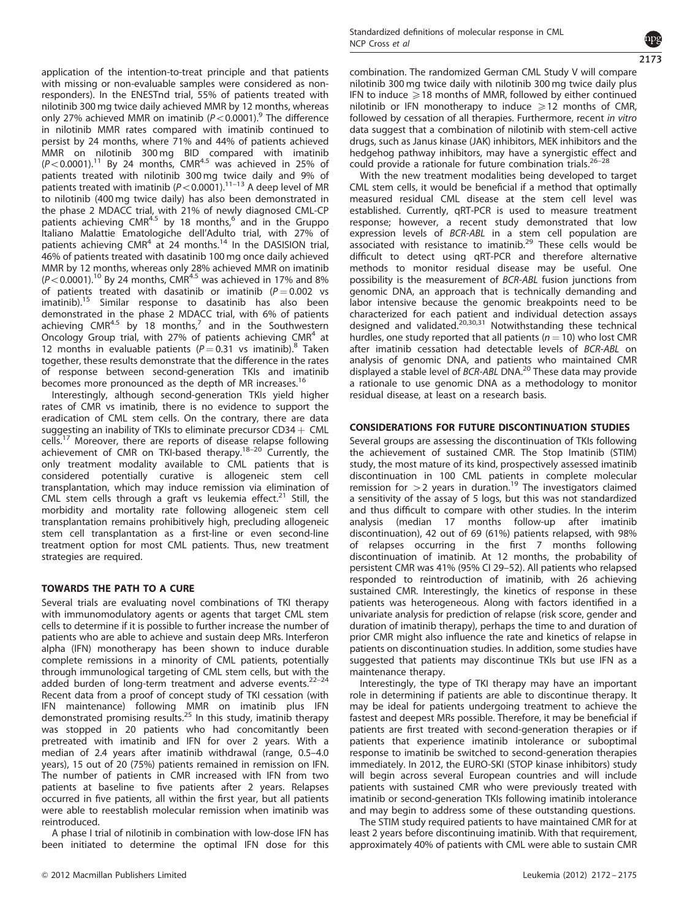application of the intention-to-treat principle and that patients with missing or non-evaluable samples were considered as non-responders). In the ENESTnd trial, 55% of patients treated with nilotinib 300 mg twice daily achieved MMR by 12 months, whereas only 27% achieved MMR on imatinib ($P<0.0001$).[9] The difference in nilotinib MMR rates compared with imatinib continued to persist by 24 months, where 71% and 44% of patients achieved MMR on nilotinib 300 mg BID compared with imatinib ($P<0.0001$).[11] By 24 months, $CMR^{4.5}$ was achieved in 25% of patients treated with nilotinib 300 mg twice daily and 9% of patients treated with imatinib ($P<0.0001$).[11–13] A deep level of MR to nilotinib (400 mg twice daily) has also been demonstrated in the phase 2 MDACC trial, with 21% of newly diagnosed CML-CP patients achieving $CMR^{4.5}$ by 18 months,[6] and in the Gruppo Italiano Malattie Ematologiche dell'Adulto trial, with 27% of patients achieving $CMR^{4}$ at 24 months.[14] In the DASISION trial, 46% of patients treated with dasatinib 100 mg once daily achieved MMR by 12 months, whereas only 28% achieved MMR on imatinib ($P<0.0001$).[10] By 24 months, $CMR^{4.5}$ was achieved in 17% and 8% of patients treated with dasatinib or imatinib ($P=0.002$ vs imatinib).[15] Similar response to dasatinib has also been demonstrated in the phase 2 MDACC trial, with 6% of patients achieving $CMR^{4.5}$ by 18 months,[7] and in the Southwestern Oncology Group trial, with 27% of patients achieving $CMR^{4}$ at 12 months in evaluable patients ($P=0.31$ vs imatinib).[8] Taken together, these results demonstrate that the difference in the rates of response between second-generation TKIs and imatinib becomes more pronounced as the depth of MR increases.[16]

Interestingly, although second-generation TKIs yield higher rates of CMR vs imatinib, there is no evidence to support the eradication of CML stem cells. On the contrary, there are data suggesting an inability of TKIs to eliminate precursor CD34+ CML cells.[17] Moreover, there are reports of disease relapse following achievement of CMR on TKI-based therapy.[18–20] Currently, the only treatment modality available to CML patients that is considered potentially curative is allogeneic stem cell transplantation, which may induce remission via elimination of CML stem cells through a graft vs leukemia effect.[21] Still, the morbidity and mortality rate following allogeneic stem cell transplantation remains prohibitively high, precluding allogeneic stem cell transplantation as a first-line or even second-line treatment option for most CML patients. Thus, new treatment strategies are required.

## TOWARDS THE PATH TO A CURE

Several trials are evaluating novel combinations of TKI therapy with immunomodulatory agents or agents that target CML stem cells to determine if it is possible to further increase the number of patients who are able to achieve and sustain deep MRs. Interferon alpha (IFN) monotherapy has been shown to induce durable complete remissions in a minority of CML patients, potentially through immunological targeting of CML stem cells, but with the added burden of long-term treatment and adverse events.[22–24] Recent data from a proof of concept study of TKI cessation (with IFN maintenance) following MMR on imatinib plus IFN demonstrated promising results.[25] In this study, imatinib therapy was stopped in 20 patients who had concomitantly been pretreated with imatinib and IFN for over 2 years. With a median of 2.4 years after imatinib withdrawal (range, 0.5–4.0 years), 15 out of 20 (75%) patients remained in remission on IFN. The number of patients in CMR increased with IFN from two patients at baseline to five patients after 2 years. Relapses occurred in five patients, all within the first year, but all patients were able to reestablish molecular remission when imatinib was reintroduced.

A phase I trial of nilotinib in combination with low-dose IFN has been initiated to determine the optimal IFN dose for this combination. The randomized German CML Study V will compare nilotinib 300 mg twice daily with nilotinib 300 mg twice daily plus IFN to induce $\geqslant$18 months of MMR, followed by either continued nilotinib or IFN monotherapy to induce $\geqslant$12 months of CMR, followed by cessation of all therapies. Furthermore, recent *in vitro* data suggest that a combination of nilotinib with stem-cell active drugs, such as Janus kinase (JAK) inhibitors, MEK inhibitors and the hedgehog pathway inhibitors, may have a synergistic effect and could provide a rationale for future combination trials.[26–28]

With the new treatment modalities being developed to target CML stem cells, it would be beneficial if a method that optimally measured residual CML disease at the stem cell level was established. Currently, qRT-PCR is used to measure treatment response; however, a recent study demonstrated that low expression levels of *BCR-ABL* in a stem cell population are associated with resistance to imatinib.[29] These cells would be difficult to detect using qRT-PCR and therefore alternative methods to monitor residual disease may be useful. One possibility is the measurement of *BCR-ABL* fusion junctions from genomic DNA, an approach that is technically demanding and labor intensive because the genomic breakpoints need to be characterized for each patient and individual detection assays designed and validated.[20,30,31] Notwithstanding these technical hurdles, one study reported that all patients ($n=10$) who lost CMR after imatinib cessation had detectable levels of *BCR-ABL* on analysis of genomic DNA, and patients who maintained CMR displayed a stable level of *BCR-ABL* DNA.[20] These data may provide a rationale to use genomic DNA as a methodology to monitor residual disease, at least on a research basis.

## CONSIDERATIONS FOR FUTURE DISCONTINUATION STUDIES

Several groups are assessing the discontinuation of TKIs following the achievement of sustained CMR. The Stop Imatinib (STIM) study, the most mature of its kind, prospectively assessed imatinib discontinuation in 100 CML patients in complete molecular remission for >2 years in duration.[19] The investigators claimed a sensitivity of the assay of 5 logs, but this was not standardized and thus difficult to compare with other studies. In the interim analysis (median 17 months follow-up after imatinib discontinuation), 42 out of 69 (61%) patients relapsed, with 98% of relapses occurring in the first 7 months following discontinuation of imatinib. At 12 months, the probability of persistent CMR was 41% (95% CI 29–52). All patients who relapsed responded to reintroduction of imatinib, with 26 achieving sustained CMR. Interestingly, the kinetics of response in these patients was heterogeneous. Along with factors identified in a univariate analysis for prediction of relapse (risk score, gender and duration of imatinib therapy), perhaps the time to and duration of prior CMR might also influence the rate and kinetics of relapse in patients on discontinuation studies. In addition, some studies have suggested that patients may discontinue TKIs but use IFN as a maintenance therapy.

Interestingly, the type of TKI therapy may have an important role in determining if patients are able to discontinue therapy. It may be ideal for patients undergoing treatment to achieve the fastest and deepest MRs possible. Therefore, it may be beneficial if patients are first treated with second-generation therapies or if patients that experience imatinib intolerance or suboptimal response to imatinib be switched to second-generation therapies immediately. In 2012, the EURO-SKI (STOP kinase inhibitors) study will begin across several European countries and will include patients with sustained CMR who were previously treated with imatinib or second-generation TKIs following imatinib intolerance and may begin to address some of these outstanding questions.

The STIM study required patients to have maintained CMR for at least 2 years before discontinuing imatinib. With that requirement, approximately 40% of patients with CML were able to sustain CMR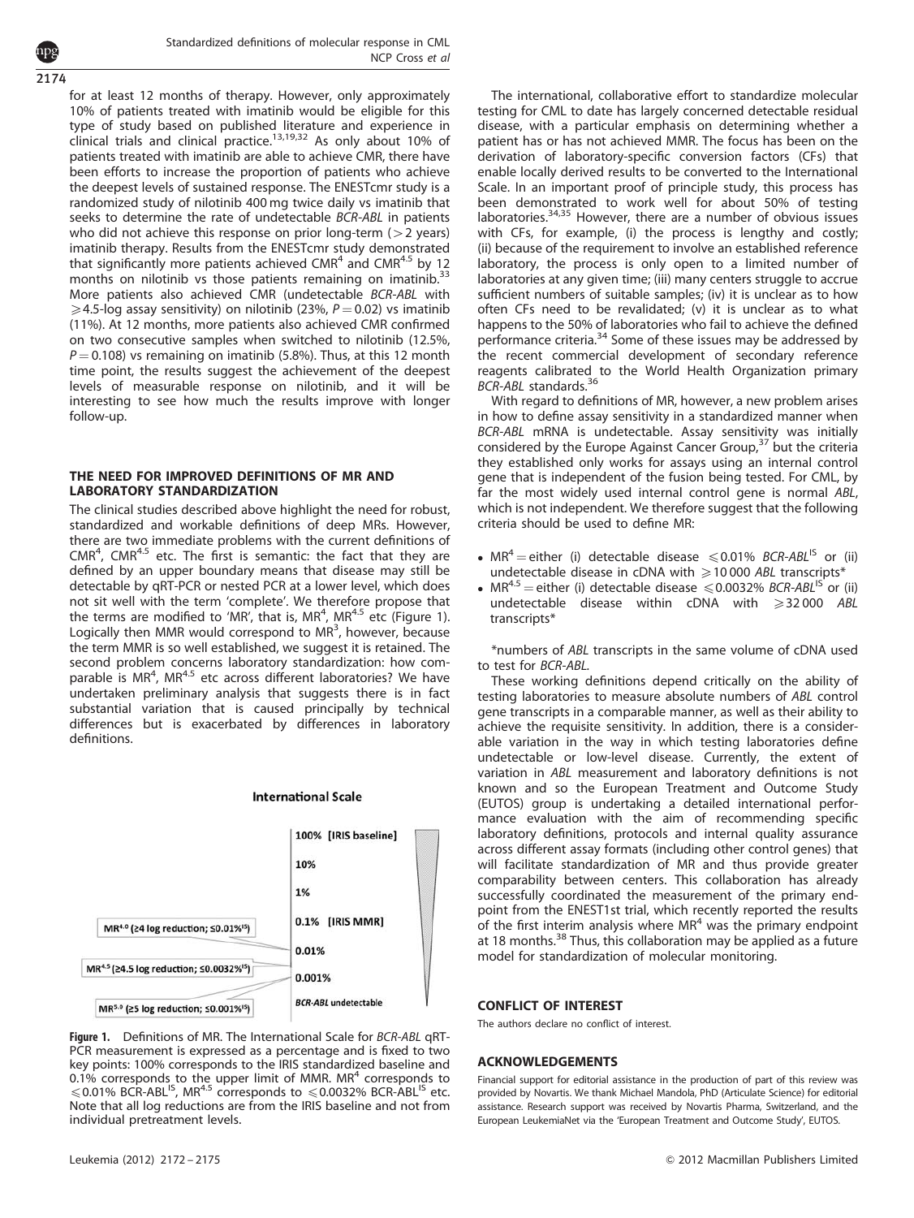for at least 12 months of therapy. However, only approximately 10% of patients treated with imatinib would be eligible for this type of study based on published literature and experience in clinical trials and clinical practice.[13,19,32] As only about 10% of patients treated with imatinib are able to achieve CMR, there have been efforts to increase the proportion of patients who achieve the deepest levels of sustained response. The ENESTcmr study is a randomized study of nilotinib 400 mg twice daily vs imatinib that seeks to determine the rate of undetectable *BCR-ABL* in patients who did not achieve this response on prior long-term (>2 years) imatinib therapy. Results from the ENESTcmr study demonstrated that significantly more patients achieved $CMR^4$ and $CMR^{4.5}$ by 12 months on nilotinib vs those patients remaining on imatinib.[33] More patients also achieved CMR (undetectable *BCR-ABL* with ⩾4.5-log assay sensitivity) on nilotinib (23%, $P = 0.02$) vs imatinib (11%). At 12 months, more patients also achieved CMR confirmed on two consecutive samples when switched to nilotinib (12.5%, $P = 0.108$) vs remaining on imatinib (5.8%). Thus, at this 12 month time point, the results suggest the achievement of the deepest levels of measurable response on nilotinib, and it will be interesting to see how much the results improve with longer follow-up.

## THE NEED FOR IMPROVED DEFINITIONS OF MR AND LABORATORY STANDARDIZATION

The clinical studies described above highlight the need for robust, standardized and workable definitions of deep MRs. However, there are two immediate problems with the current definitions of $CMR^4$, $CMR^{4.5}$ etc. The first is semantic: the fact that they are defined by an upper boundary means that disease may still be detectable by qRT-PCR or nested PCR at a lower level, which does not sit well with the term 'complete'. We therefore propose that the terms are modified to 'MR', that is, $MR^4$, $MR^{4.5}$ etc (Figure 1). Logically then MMR would correspond to $MR^3$, however, because the term MMR is so well established, we suggest it is retained. The second problem concerns laboratory standardization: how comparable is $MR^4$, $MR^{4.5}$ etc across different laboratories? We have undertaken preliminary analysis that suggests there is in fact substantial variation that is caused principally by technical differences but is exacerbated by differences in laboratory definitions.

**International Scale**

| | |
|---|---|
| | 100% [IRIS baseline] |
| | 10% |
| | 1% |
| $MR^{4.0}$ (≥4 log reduction; ≤0.01%$^{IS}$) | 0.1% [IRIS MMR] |
| | 0.01% |
| $MR^{4.5}$ (≥4.5 log reduction; ≤0.0032%$^{IS}$) | 0.001% |
| $MR^{5.0}$ (≥5 log reduction; ≤0.001%$^{IS}$) | *BCR-ABL* undetectable |

**Figure 1.** Definitions of MR. The International Scale for *BCR-ABL* qRT-PCR measurement is expressed as a percentage and is fixed to two key points: 100% corresponds to the IRIS standardized baseline and 0.1% corresponds to the upper limit of MMR. $MR^4$ corresponds to ⩽0.01% $BCR\text{-}ABL^{IS}$, $MR^{4.5}$ corresponds to ⩽0.0032% $BCR\text{-}ABL^{IS}$ etc. Note that all log reductions are from the IRIS baseline and not from individual pretreatment levels.

The international, collaborative effort to standardize molecular testing for CML to date has largely concerned detectable residual disease, with a particular emphasis on determining whether a patient has or has not achieved MMR. The focus has been on the derivation of laboratory-specific conversion factors (CFs) that enable locally derived results to be converted to the International Scale. In an important proof of principle study, this process has been demonstrated to work well for about 50% of testing laboratories.[34,35] However, there are a number of obvious issues with CFs, for example, (i) the process is lengthy and costly; (ii) because of the requirement to involve an established reference laboratory, the process is only open to a limited number of laboratories at any given time; (iii) many centers struggle to accrue sufficient numbers of suitable samples; (iv) it is unclear as to how often CFs need to be revalidated; (v) it is unclear as to what happens to the 50% of laboratories who fail to achieve the defined performance criteria.[34] Some of these issues may be addressed by the recent commercial development of secondary reference reagents calibrated to the World Health Organization primary *BCR-ABL* standards.[36]

With regard to definitions of MR, however, a new problem arises in how to define assay sensitivity in a standardized manner when *BCR-ABL* mRNA is undetectable. Assay sensitivity was initially considered by the Europe Against Cancer Group,[37] but the criteria they established only works for assays using an internal control gene that is independent of the fusion being tested. For CML, by far the most widely used internal control gene is normal *ABL*, which is not independent. We therefore suggest that the following criteria should be used to define MR:

- $MR^4$ = either (i) detectable disease ⩽0.01% $BCR\text{-}ABL^{IS}$ or (ii) undetectable disease in cDNA with ⩾10 000 *ABL* transcripts*
- $MR^{4.5}$ = either (i) detectable disease ⩽0.0032% $BCR\text{-}ABL^{IS}$ or (ii) undetectable disease within cDNA with ⩾32 000 *ABL* transcripts*

*numbers of *ABL* transcripts in the same volume of cDNA used to test for *BCR-ABL*.

These working definitions depend critically on the ability of testing laboratories to measure absolute numbers of *ABL* control gene transcripts in a comparable manner, as well as their ability to achieve the requisite sensitivity. In addition, there is a considerable variation in the way in which testing laboratories define undetectable or low-level disease. Currently, the extent of variation in *ABL* measurement and laboratory definitions is not known and so the European Treatment and Outcome Study (EUTOS) group is undertaking a detailed international performance evaluation with the aim of recommending specific laboratory definitions, protocols and internal quality assurance across different assay formats (including other control genes) that will facilitate standardization of MR and thus provide greater comparability between centers. This collaboration has already successfully coordinated the measurement of the primary endpoint from the ENEST1st trial, which recently reported the results of the first interim analysis where $MR^4$ was the primary endpoint at 18 months.[38] Thus, this collaboration may be applied as a future model for standardization of molecular monitoring.

## CONFLICT OF INTEREST

The authors declare no conflict of interest.

## ACKNOWLEDGEMENTS

Financial support for editorial assistance in the production of part of this review was provided by Novartis. We thank Michael Mandola, PhD (Articulate Science) for editorial assistance. Research support was received by Novartis Pharma, Switzerland, and the European LeukemiaNet via the 'European Treatment and Outcome Study', EUTOS.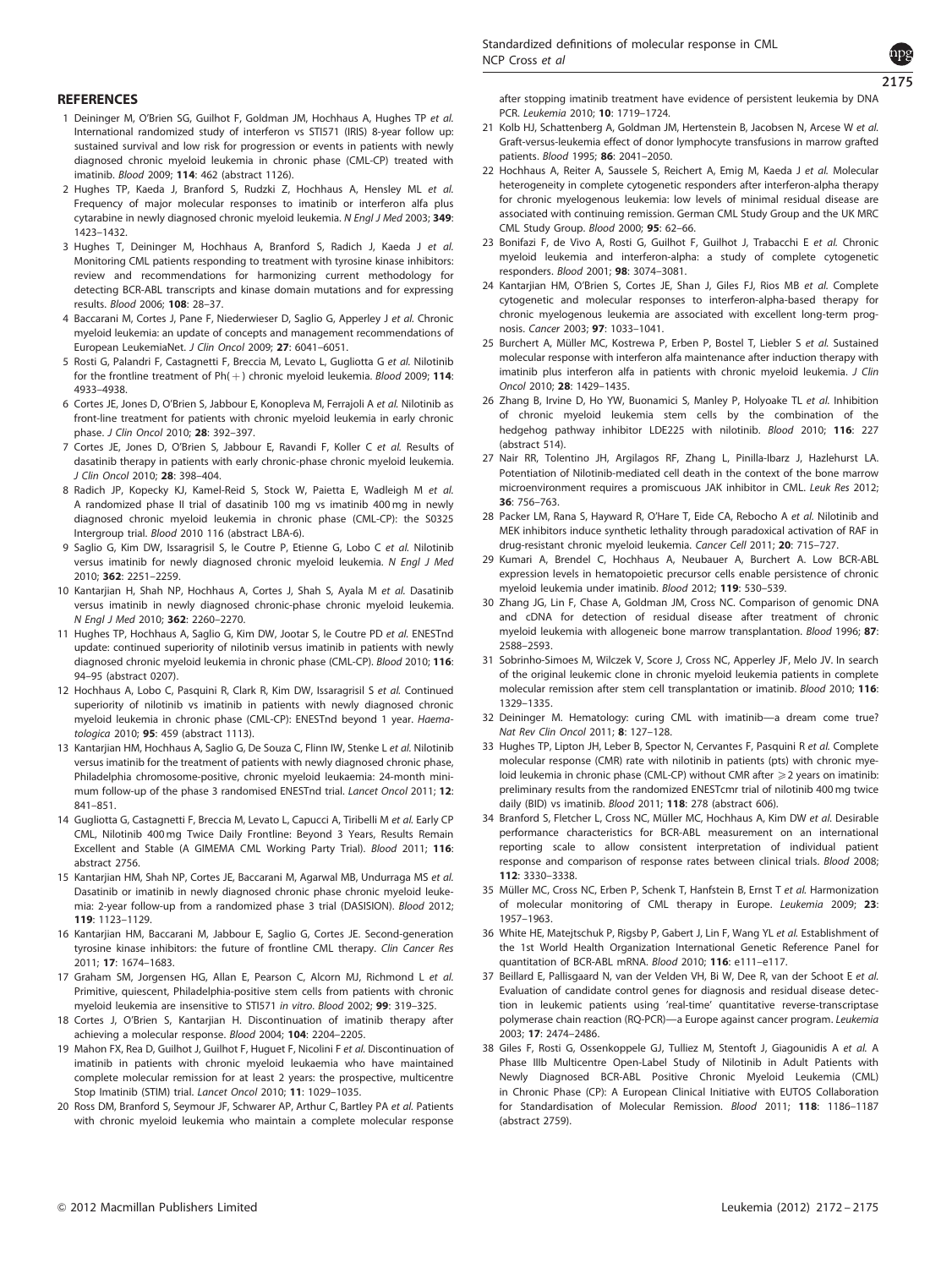## REFERENCES

1 Deininger M, O'Brien SG, Guilhot F, Goldman JM, Hochhaus A, Hughes TP *et al.* International randomized study of interferon vs STI571 (IRIS) 8-year follow up: sustained survival and low risk for progression or events in patients with newly diagnosed chronic myeloid leukemia in chronic phase (CML-CP) treated with imatinib. *Blood* 2009; **114**: 462 (abstract 1126).

2 Hughes TP, Kaeda J, Branford S, Rudzki Z, Hochhaus A, Hensley ML *et al.* Frequency of major molecular responses to imatinib or interferon alfa plus cytarabine in newly diagnosed chronic myeloid leukemia. *N Engl J Med* 2003; **349**: 1423–1432.

3 Hughes T, Deininger M, Hochhaus A, Branford S, Radich J, Kaeda J *et al.* Monitoring CML patients responding to treatment with tyrosine kinase inhibitors: review and recommendations for harmonizing current methodology for detecting BCR-ABL transcripts and kinase domain mutations and for expressing results. *Blood* 2006; **108**: 28–37.

4 Baccarani M, Cortes J, Pane F, Niederwieser D, Saglio G, Apperley J *et al.* Chronic myeloid leukemia: an update of concepts and management recommendations of European LeukemiaNet. *J Clin Oncol* 2009; **27**: 6041–6051.

5 Rosti G, Palandri F, Castagnetti F, Breccia M, Levato L, Gugliotta G *et al.* Nilotinib for the frontline treatment of Ph(+) chronic myeloid leukemia. *Blood* 2009; **114**: 4933–4938.

6 Cortes JE, Jones D, O'Brien S, Jabbour E, Konopleva M, Ferrajoli A *et al.* Nilotinib as front-line treatment for patients with chronic myeloid leukemia in early chronic phase. *J Clin Oncol* 2010; **28**: 392–397.

7 Cortes JE, Jones D, O'Brien S, Jabbour E, Ravandi F, Koller C *et al.* Results of dasatinib therapy in patients with early chronic-phase chronic myeloid leukemia. *J Clin Oncol* 2010; **28**: 398–404.

8 Radich JP, Kopecky KJ, Kamel-Reid S, Stock W, Paietta E, Wadleigh M *et al.* A randomized phase II trial of dasatinib 100 mg vs imatinib 400 mg in newly diagnosed chronic myeloid leukemia in chronic phase (CML-CP): the S0325 Intergroup trial. *Blood* 2010 116 (abstract LBA-6).

9 Saglio G, Kim DW, Issaragrisil S, le Coutre P, Etienne G, Lobo C *et al.* Nilotinib versus imatinib for newly diagnosed chronic myeloid leukemia. *N Engl J Med* 2010; **362**: 2251–2259.

10 Kantarjian H, Shah NP, Hochhaus A, Cortes J, Shah S, Ayala M *et al.* Dasatinib versus imatinib in newly diagnosed chronic-phase chronic myeloid leukemia. *N Engl J Med* 2010; **362**: 2260–2270.

11 Hughes TP, Hochhaus A, Saglio G, Kim DW, Jootar S, le Coutre PD *et al.* ENESTnd update: continued superiority of nilotinib versus imatinib in patients with newly diagnosed chronic myeloid leukemia in chronic phase (CML-CP). *Blood* 2010; **116**: 94–95 (abstract 0207).

12 Hochhaus A, Lobo C, Pasquini R, Clark R, Kim DW, Issaragrisil S *et al.* Continued superiority of nilotinib vs imatinib in patients with newly diagnosed chronic myeloid leukemia in chronic phase (CML-CP): ENESTnd beyond 1 year. *Haematologica* 2010; **95**: 459 (abstract 1113).

13 Kantarjian HM, Hochhaus A, Saglio G, De Souza C, Flinn IW, Stenke L *et al.* Nilotinib versus imatinib for the treatment of patients with newly diagnosed chronic phase, Philadelphia chromosome-positive, chronic myeloid leukaemia: 24-month minimum follow-up of the phase 3 randomised ENESTnd trial. *Lancet Oncol* 2011; **12**: 841–851.

14 Gugliotta G, Castagnetti F, Breccia M, Levato L, Capucci A, Tiribelli M *et al.* Early CP CML, Nilotinib 400 mg Twice Daily Frontline: Beyond 3 Years, Results Remain Excellent and Stable (A GIMEMA CML Working Party Trial). *Blood* 2011; **116**: abstract 2756.

15 Kantarjian HM, Shah NP, Cortes JE, Baccarani M, Agarwal MB, Undurraga MS *et al.* Dasatinib or imatinib in newly diagnosed chronic phase chronic myeloid leukemia: 2-year follow-up from a randomized phase 3 trial (DASISION). *Blood* 2012; **119**: 1123–1129.

16 Kantarjian HM, Baccarani M, Jabbour E, Saglio G, Cortes JE. Second-generation tyrosine kinase inhibitors: the future of frontline CML therapy. *Clin Cancer Res* 2011; **17**: 1674–1683.

17 Graham SM, Jorgensen HG, Allan E, Pearson C, Alcorn MJ, Richmond L *et al.* Primitive, quiescent, Philadelphia-positive stem cells from patients with chronic myeloid leukemia are insensitive to STI571 *in vitro*. *Blood* 2002; **99**: 319–325.

18 Cortes J, O'Brien S, Kantarjian H. Discontinuation of imatinib therapy after achieving a molecular response. *Blood* 2004; **104**: 2204–2205.

19 Mahon FX, Rea D, Guilhot J, Guilhot F, Huguet F, Nicolini F *et al.* Discontinuation of imatinib in patients with chronic myeloid leukaemia who have maintained complete molecular remission for at least 2 years: the prospective, multicentre Stop Imatinib (STIM) trial. *Lancet Oncol* 2010; **11**: 1029–1035.

20 Ross DM, Branford S, Seymour JF, Schwarer AP, Arthur C, Bartley PA *et al.* Patients with chronic myeloid leukemia who maintain a complete molecular response after stopping imatinib treatment have evidence of persistent leukemia by DNA PCR. *Leukemia* 2010; **10**: 1719–1724.

21 Kolb HJ, Schattenberg A, Goldman JM, Hertenstein B, Jacobsen N, Arcese W *et al.* Graft-versus-leukemia effect of donor lymphocyte transfusions in marrow grafted patients. *Blood* 1995; **86**: 2041–2050.

22 Hochhaus A, Reiter A, Saussele S, Reichert A, Emig M, Kaeda J *et al.* Molecular heterogeneity in complete cytogenetic responders after interferon-alpha therapy for chronic myelogenous leukemia: low levels of minimal residual disease are associated with continuing remission. German CML Study Group and the UK MRC CML Study Group. *Blood* 2000; **95**: 62–66.

23 Bonifazi F, de Vivo A, Rosti G, Guilhot F, Guilhot J, Trabacchi E *et al.* Chronic myeloid leukemia and interferon-alpha: a study of complete cytogenetic responders. *Blood* 2001; **98**: 3074–3081.

24 Kantarjian HM, O'Brien S, Cortes JE, Shan J, Giles FJ, Rios MB *et al.* Complete cytogenetic and molecular responses to interferon-alpha-based therapy for chronic myelogenous leukemia are associated with excellent long-term prognosis. *Cancer* 2003; **97**: 1033–1041.

25 Burchert A, Müller MC, Kostrewa P, Erben P, Bostel T, Liebler S *et al.* Sustained molecular response with interferon alfa maintenance after induction therapy with imatinib plus interferon alfa in patients with chronic myeloid leukemia. *J Clin Oncol* 2010; **28**: 1429–1435.

26 Zhang B, Irvine D, Ho YW, Buonamici S, Manley P, Holyoake TL *et al.* Inhibition of chronic myeloid leukemia stem cells by the combination of the hedgehog pathway inhibitor LDE225 with nilotinib. *Blood* 2010; **116**: 227 (abstract 514).

27 Nair RR, Tolentino JH, Argilagos RF, Zhang L, Pinilla-Ibarz J, Hazlehurst LA. Potentiation of Nilotinib-mediated cell death in the context of the bone marrow microenvironment requires a promiscuous JAK inhibitor in CML. *Leuk Res* 2012; **36**: 756–763.

28 Packer LM, Rana S, Hayward R, O'Hare T, Eide CA, Rebocho A *et al.* Nilotinib and MEK inhibitors induce synthetic lethality through paradoxical activation of RAF in drug-resistant chronic myeloid leukemia. *Cancer Cell* 2011; **20**: 715–727.

29 Kumari A, Brendel C, Hochhaus A, Neubauer A, Burchert A. Low BCR-ABL expression levels in hematopoietic precursor cells enable persistence of chronic myeloid leukemia under imatinib. *Blood* 2012; **119**: 530–539.

30 Zhang JG, Lin F, Chase A, Goldman JM, Cross NC. Comparison of genomic DNA and cDNA for detection of residual disease after treatment of chronic myeloid leukemia with allogeneic bone marrow transplantation. *Blood* 1996; **87**: 2588–2593.

31 Sobrinho-Simoes M, Wilczek V, Score J, Cross NC, Apperley JF, Melo JV. In search of the original leukemic clone in chronic myeloid leukemia patients in complete molecular remission after stem cell transplantation or imatinib. *Blood* 2010; **116**: 1329–1335.

32 Deininger M. Hematology: curing CML with imatinib—a dream come true? *Nat Rev Clin Oncol* 2011; **8**: 127–128.

33 Hughes TP, Lipton JH, Leber B, Spector N, Cervantes F, Pasquini R *et al.* Complete molecular response (CMR) rate with nilotinib in patients (pts) with chronic myeloid leukemia in chronic phase (CML-CP) without CMR after ≥2 years on imatinib: preliminary results from the randomized ENESTcmr trial of nilotinib 400 mg twice daily (BID) vs imatinib. *Blood* 2011; **118**: 278 (abstract 606).

34 Branford S, Fletcher L, Cross NC, Müller MC, Hochhaus A, Kim DW *et al.* Desirable performance characteristics for BCR-ABL measurement on an international reporting scale to allow consistent interpretation of individual patient response and comparison of response rates between clinical trials. *Blood* 2008; **112**: 3330–3338.

35 Müller MC, Cross NC, Erben P, Schenk T, Hanfstein B, Ernst T *et al.* Harmonization of molecular monitoring of CML therapy in Europe. *Leukemia* 2009; **23**: 1957–1963.

36 White HE, Matejtschuk P, Rigsby P, Gabert J, Lin F, Wang YL *et al.* Establishment of the 1st World Health Organization International Genetic Reference Panel for quantitation of BCR-ABL mRNA. *Blood* 2010; **116**: e111–e117.

37 Beillard E, Pallisgaard N, van der Velden VH, Bi W, Dee R, van der Schoot E *et al.* Evaluation of candidate control genes for diagnosis and residual disease detection in leukemic patients using 'real-time' quantitative reverse-transcriptase polymerase chain reaction (RQ-PCR)—a Europe against cancer program. *Leukemia* 2003; **17**: 2474–2486.

38 Giles F, Rosti G, Ossenkoppele GJ, Tulliez M, Stentoft J, Giagounidis A *et al.* A Phase IIIb Multicentre Open-Label Study of Nilotinib in Adult Patients with Newly Diagnosed BCR-ABL Positive Chronic Myeloid Leukemia (CML) in Chronic Phase (CP): A European Clinical Initiative with EUTOS Collaboration for Standardisation of Molecular Remission. *Blood* 2011; **118**: 1186–1187 (abstract 2759).